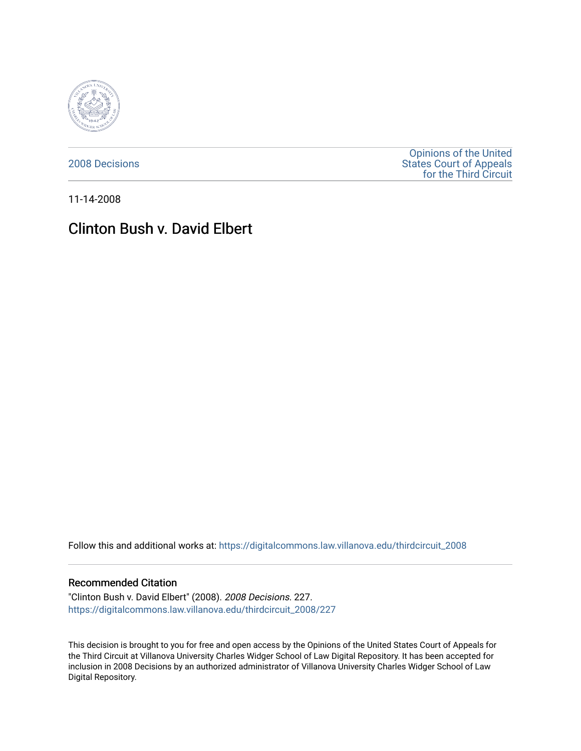2008 Decisions

Opinions of the United States Court of Appeals for the Third Circuit

11-14-2008

# Clinton Bush v. David Elbert

Follow this and additional works at: https://digitalcommons.law.villanova.edu/thirdcircuit_2008

## Recommended Citation

"Clinton Bush v. David Elbert" (2008). *2008 Decisions*. 227.
https://digitalcommons.law.villanova.edu/thirdcircuit_2008/227

This decision is brought to you for free and open access by the Opinions of the United States Court of Appeals for the Third Circuit at Villanova University Charles Widger School of Law Digital Repository. It has been accepted for inclusion in 2008 Decisions by an authorized administrator of Villanova University Charles Widger School of Law Digital Repository.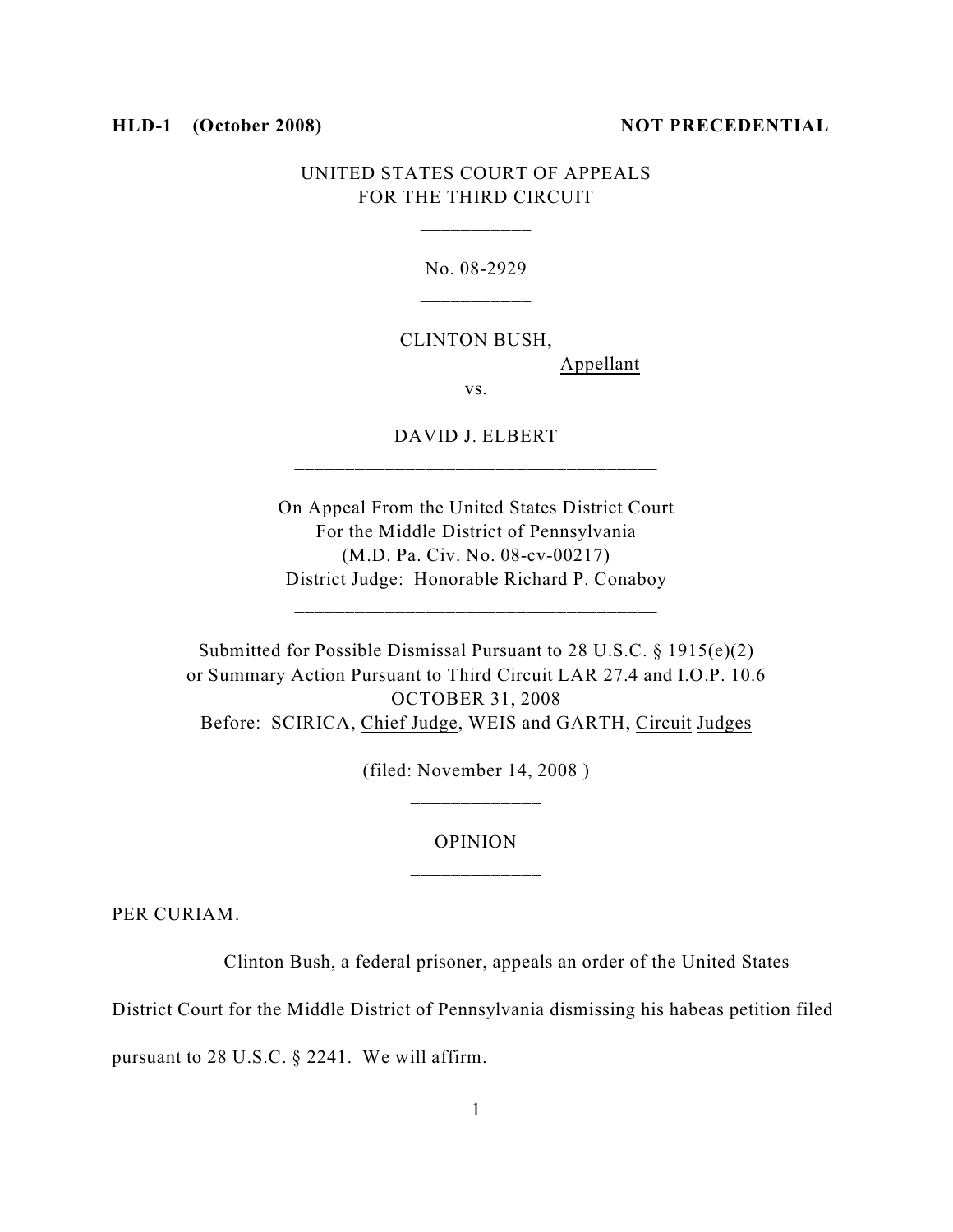**HLD-1 (October 2008)** **NOT PRECEDENTIAL**

UNITED STATES COURT OF APPEALS
FOR THE THIRD CIRCUIT

\_\_\_\_\_\_\_\_\_\_\_

No. 08-2929

\_\_\_\_\_\_\_\_\_\_\_

CLINTON BUSH,
Appellant

vs.

DAVID J. ELBERT

\_\_\_\_\_\_\_\_\_\_\_\_\_\_\_\_\_\_\_\_\_\_\_\_\_\_\_\_\_\_\_\_\_\_\_\_

On Appeal From the United States District Court
For the Middle District of Pennsylvania
(M.D. Pa. Civ. No. 08-cv-00217)
District Judge: Honorable Richard P. Conaboy

\_\_\_\_\_\_\_\_\_\_\_\_\_\_\_\_\_\_\_\_\_\_\_\_\_\_\_\_\_\_\_\_\_\_\_\_

Submitted for Possible Dismissal Pursuant to 28 U.S.C. § 1915(e)(2)
or Summary Action Pursuant to Third Circuit LAR 27.4 and I.O.P. 10.6
OCTOBER 31, 2008
Before: SCIRICA, Chief Judge, WEIS and GARTH, Circuit Judges

(filed: November 14, 2008 )

\_\_\_\_\_\_\_\_\_\_\_\_\_

OPINION

\_\_\_\_\_\_\_\_\_\_\_\_\_

PER CURIAM.

Clinton Bush, a federal prisoner, appeals an order of the United States District Court for the Middle District of Pennsylvania dismissing his habeas petition filed pursuant to 28 U.S.C. § 2241. We will affirm.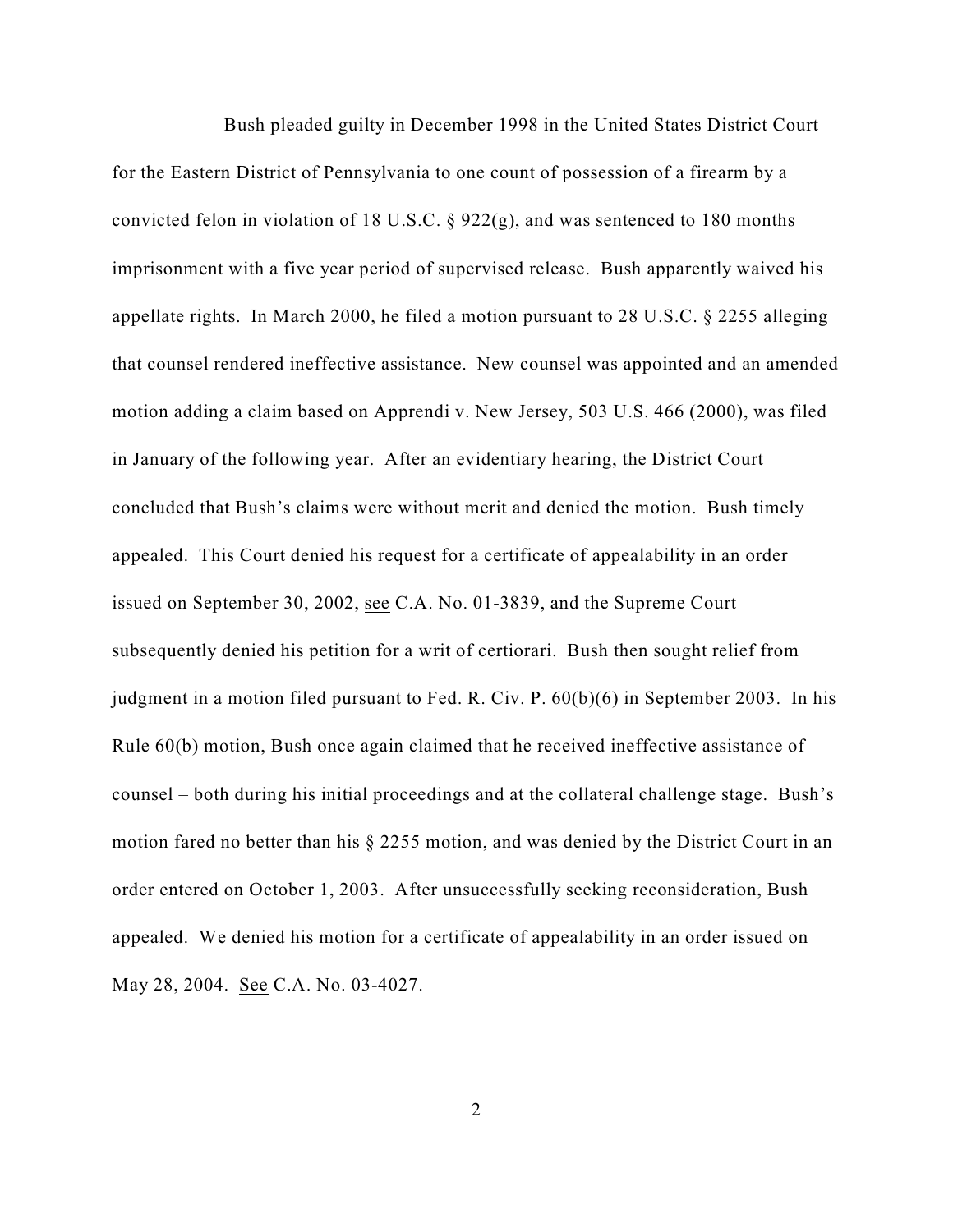Bush pleaded guilty in December 1998 in the United States District Court for the Eastern District of Pennsylvania to one count of possession of a firearm by a convicted felon in violation of 18 U.S.C. § 922(g), and was sentenced to 180 months imprisonment with a five year period of supervised release. Bush apparently waived his appellate rights. In March 2000, he filed a motion pursuant to 28 U.S.C. § 2255 alleging that counsel rendered ineffective assistance. New counsel was appointed and an amended motion adding a claim based on Apprendi v. New Jersey, 503 U.S. 466 (2000), was filed in January of the following year. After an evidentiary hearing, the District Court concluded that Bush's claims were without merit and denied the motion. Bush timely appealed. This Court denied his request for a certificate of appealability in an order issued on September 30, 2002, see C.A. No. 01-3839, and the Supreme Court subsequently denied his petition for a writ of certiorari. Bush then sought relief from judgment in a motion filed pursuant to Fed. R. Civ. P. 60(b)(6) in September 2003. In his Rule 60(b) motion, Bush once again claimed that he received ineffective assistance of counsel – both during his initial proceedings and at the collateral challenge stage. Bush's motion fared no better than his § 2255 motion, and was denied by the District Court in an order entered on October 1, 2003. After unsuccessfully seeking reconsideration, Bush appealed. We denied his motion for a certificate of appealability in an order issued on May 28, 2004. See C.A. No. 03-4027.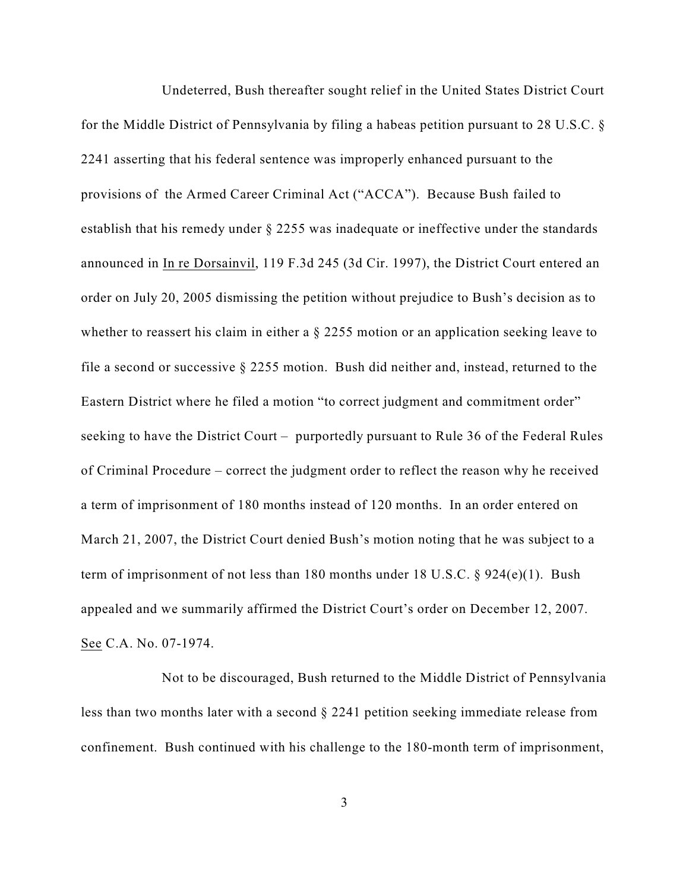Undeterred, Bush thereafter sought relief in the United States District Court for the Middle District of Pennsylvania by filing a habeas petition pursuant to 28 U.S.C. § 2241 asserting that his federal sentence was improperly enhanced pursuant to the provisions of the Armed Career Criminal Act ("ACCA"). Because Bush failed to establish that his remedy under § 2255 was inadequate or ineffective under the standards announced in In re Dorsainvil, 119 F.3d 245 (3d Cir. 1997), the District Court entered an order on July 20, 2005 dismissing the petition without prejudice to Bush's decision as to whether to reassert his claim in either a § 2255 motion or an application seeking leave to file a second or successive § 2255 motion. Bush did neither and, instead, returned to the Eastern District where he filed a motion "to correct judgment and commitment order" seeking to have the District Court – purportedly pursuant to Rule 36 of the Federal Rules of Criminal Procedure – correct the judgment order to reflect the reason why he received a term of imprisonment of 180 months instead of 120 months. In an order entered on March 21, 2007, the District Court denied Bush's motion noting that he was subject to a term of imprisonment of not less than 180 months under 18 U.S.C. § 924(e)(1). Bush appealed and we summarily affirmed the District Court's order on December 12, 2007. See C.A. No. 07-1974.

Not to be discouraged, Bush returned to the Middle District of Pennsylvania less than two months later with a second § 2241 petition seeking immediate release from confinement. Bush continued with his challenge to the 180-month term of imprisonment,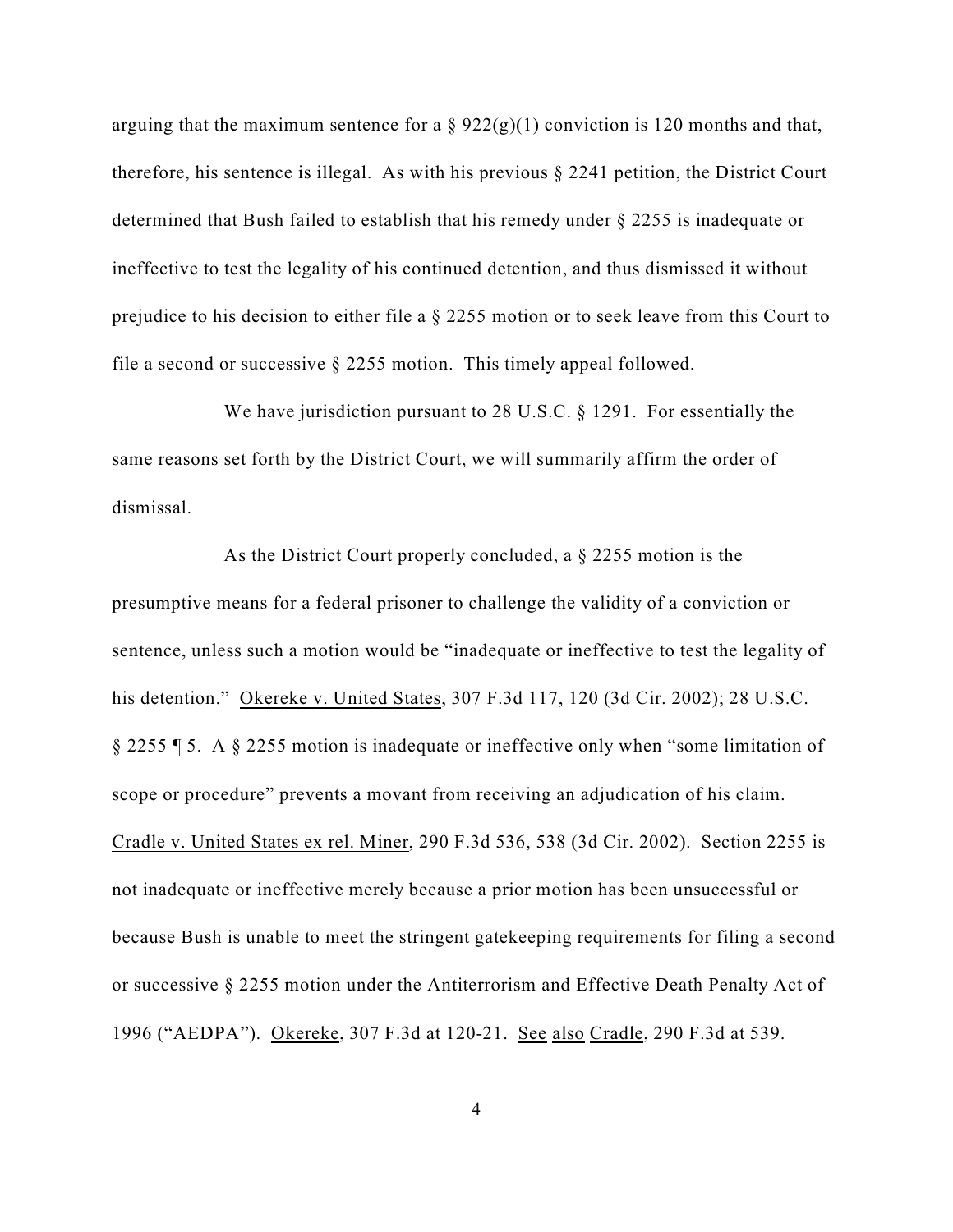arguing that the maximum sentence for a § 922(g)(1) conviction is 120 months and that, therefore, his sentence is illegal. As with his previous § 2241 petition, the District Court determined that Bush failed to establish that his remedy under § 2255 is inadequate or ineffective to test the legality of his continued detention, and thus dismissed it without prejudice to his decision to either file a § 2255 motion or to seek leave from this Court to file a second or successive § 2255 motion. This timely appeal followed.

We have jurisdiction pursuant to 28 U.S.C. § 1291. For essentially the same reasons set forth by the District Court, we will summarily affirm the order of dismissal.

As the District Court properly concluded, a § 2255 motion is the presumptive means for a federal prisoner to challenge the validity of a conviction or sentence, unless such a motion would be "inadequate or ineffective to test the legality of his detention." Okereke v. United States, 307 F.3d 117, 120 (3d Cir. 2002); 28 U.S.C. § 2255 ¶ 5. A § 2255 motion is inadequate or ineffective only when "some limitation of scope or procedure" prevents a movant from receiving an adjudication of his claim. Cradle v. United States ex rel. Miner, 290 F.3d 536, 538 (3d Cir. 2002). Section 2255 is not inadequate or ineffective merely because a prior motion has been unsuccessful or because Bush is unable to meet the stringent gatekeeping requirements for filing a second or successive § 2255 motion under the Antiterrorism and Effective Death Penalty Act of 1996 ("AEDPA"). Okereke, 307 F.3d at 120-21. See also Cradle, 290 F.3d at 539.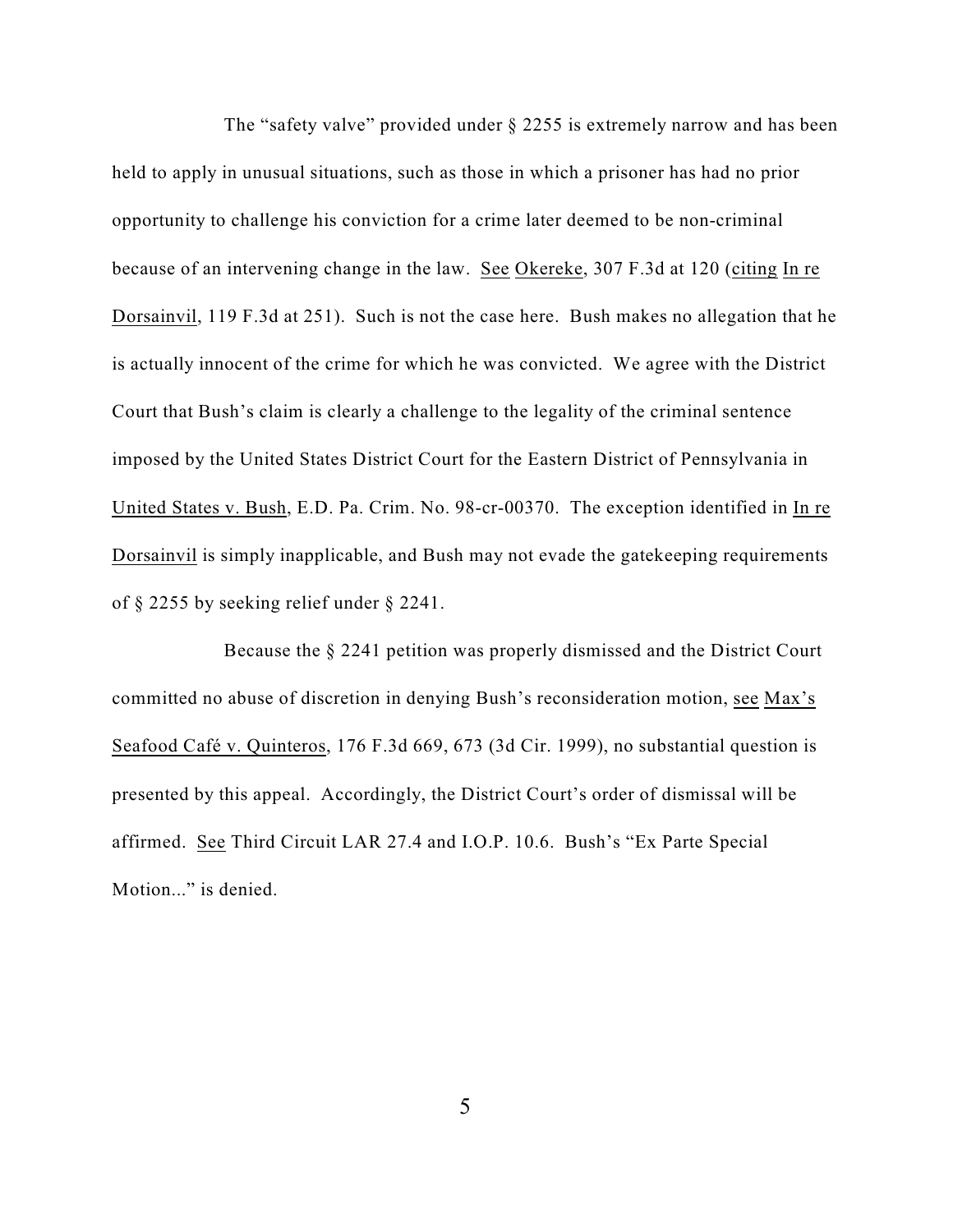The "safety valve" provided under § 2255 is extremely narrow and has been held to apply in unusual situations, such as those in which a prisoner has had no prior opportunity to challenge his conviction for a crime later deemed to be non-criminal because of an intervening change in the law. See Okereke, 307 F.3d at 120 (citing In re Dorsainvil, 119 F.3d at 251). Such is not the case here. Bush makes no allegation that he is actually innocent of the crime for which he was convicted. We agree with the District Court that Bush's claim is clearly a challenge to the legality of the criminal sentence imposed by the United States District Court for the Eastern District of Pennsylvania in United States v. Bush, E.D. Pa. Crim. No. 98-cr-00370. The exception identified in In re Dorsainvil is simply inapplicable, and Bush may not evade the gatekeeping requirements of § 2255 by seeking relief under § 2241.

Because the § 2241 petition was properly dismissed and the District Court committed no abuse of discretion in denying Bush's reconsideration motion, see Max's Seafood Café v. Quinteros, 176 F.3d 669, 673 (3d Cir. 1999), no substantial question is presented by this appeal. Accordingly, the District Court's order of dismissal will be affirmed. See Third Circuit LAR 27.4 and I.O.P. 10.6. Bush's "Ex Parte Special Motion..." is denied.